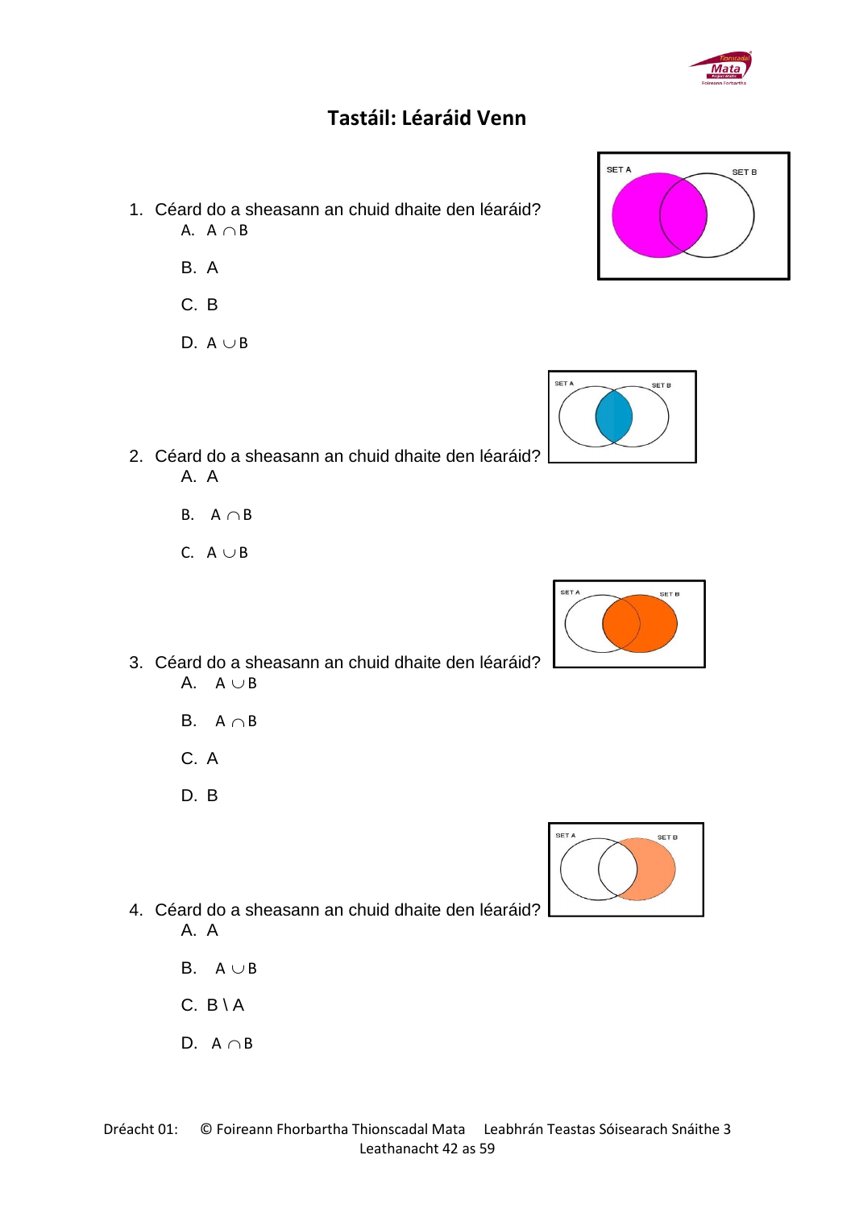# Tastáil: Léaráid Venn

1. Céard do a sheasann an chuid dhaite den léaráid?
   A. $A \cap B$

   B. A

   C. B

   D. $A \cup B$

2. Céard do a sheasann an chuid dhaite den léaráid?
   A. A

   B. $A \cap B$

   C. $A \cup B$

3. Céard do a sheasann an chuid dhaite den léaráid?
   A. $A \cup B$

   B. $A \cap B$

   C. A

   D. B

4. Céard do a sheasann an chuid dhaite den léaráid?
   A. A

   B. $A \cup B$

   C. $B \setminus A$

   D. $A \cap B$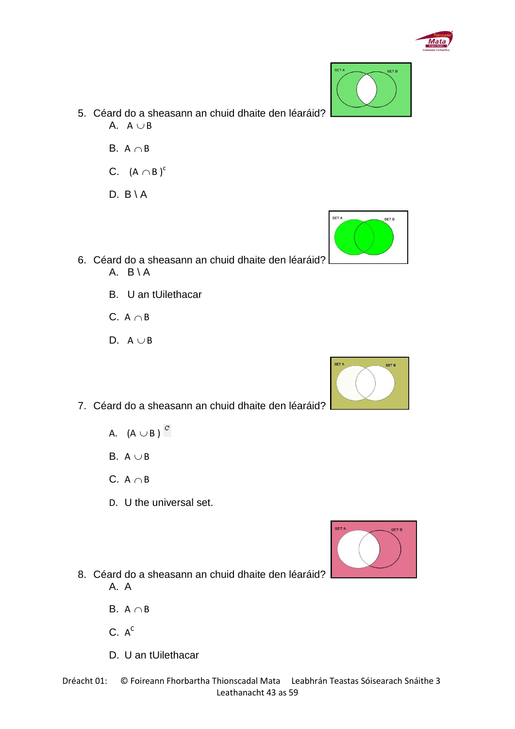5. Céard do a sheasann an chuid dhaite den léaráid?

   A. $A \cup B$

   B. $A \cap B$

   C. $(A \cap B)^c$

   D. B \ A

6. Céard do a sheasann an chuid dhaite den léaráid?

   A. B \ A

   B. U an tUilethacar

   C. $A \cap B$

   D. $A \cup B$

7. Céard do a sheasann an chuid dhaite den léaráid?

   A. $(A \cup B)^c$

   B. $A \cup B$

   C. $A \cap B$

   D. U the universal set.

8. Céard do a sheasann an chuid dhaite den léaráid?

   A. A

   B. $A \cap B$

   C. $A^C$

   D. U an tUilethacar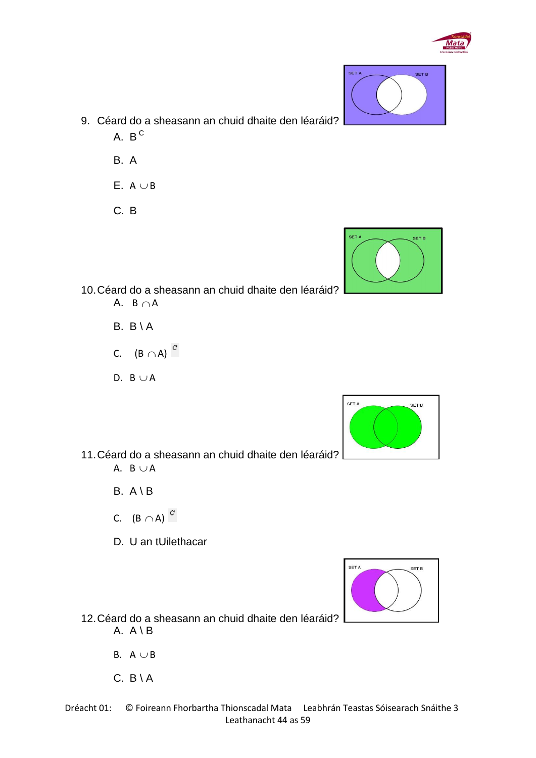9. Céard do a sheasann an chuid dhaite den léaráid?

   A. $B^C$

   B. A

   E. $A \cup B$

   C. B

10. Céard do a sheasann an chuid dhaite den léaráid?

   A. $B \cap A$

   B. $B \setminus A$

   C. $(B \cap A)^C$

   D. $B \cup A$

11. Céard do a sheasann an chuid dhaite den léaráid?

   A. $B \cup A$

   B. $A \setminus B$

   C. $(B \cap A)^C$

   D. U an tUilethacar

12. Céard do a sheasann an chuid dhaite den léaráid?

   A. $A \setminus B$

   B. $A \cup B$

   C. $B \setminus A$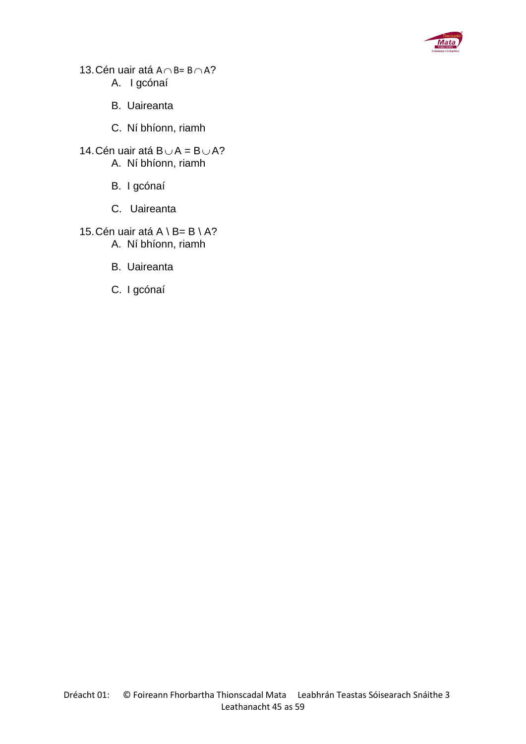13. Cén uair atá $A \cap B = B \cap A$?
    A. I gcónaí
    
    B. Uaireanta
    
    C. Ní bhíonn, riamh

14. Cén uair atá $B \cup A = B \cup A$?
    A. Ní bhíonn, riamh
    
    B. I gcónaí
    
    C. Uaireanta

15. Cén uair atá $A \setminus B = B \setminus A$?
    A. Ní bhíonn, riamh
    
    B. Uaireanta
    
    C. I gcónaí